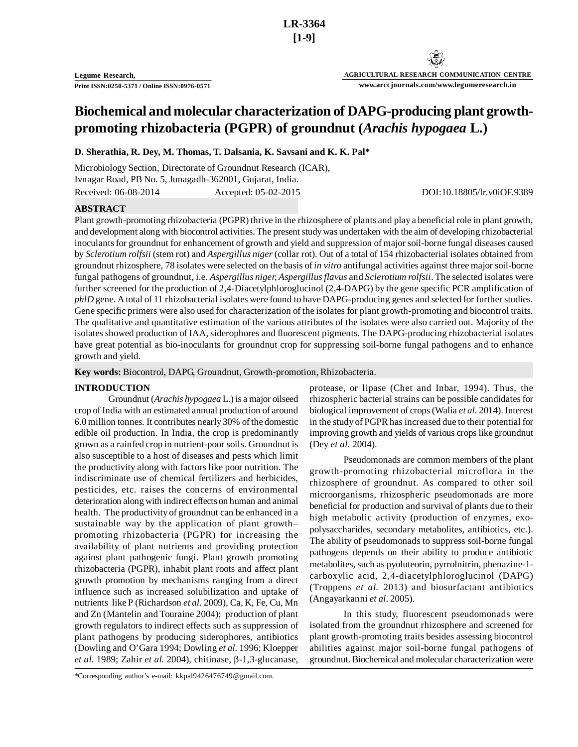LR-3364
[1-9]

Legume Research,
Print ISSN:0250-5371 / Online ISSN:0976-0571

AGRICULTURAL RESEARCH COMMUNICATION CENTRE
www.arccjournals.com/www.legumeresearch.in

# Biochemical and molecular characterization of DAPG-producing plant growth-promoting rhizobacteria (PGPR) of groundnut (*Arachis hypogaea* L.)

**D. Sherathia, R. Dey, M. Thomas, T. Dalsania, K. Savsani and K. K. Pal***

Microbiology Section, Directorate of Groundnut Research (ICAR),
Ivnagar Road, PB No. 5, Junagadh-362001, Gujarat, India.

Received: 06-08-2014 Accepted: 05-02-2015 DOI:10.18805/lr.v0iOF.9389

## ABSTRACT

Plant growth-promoting rhizobacteria (PGPR) thrive in the rhizosphere of plants and play a beneficial role in plant growth, and development along with biocontrol activities. The present study was undertaken with the aim of developing rhizobacterial inoculants for groundnut for enhancement of growth and yield and suppression of major soil-borne fungal diseases caused by *Sclerotium rolfsii* (stem rot) and *Aspergillus niger* (collar rot). Out of a total of 154 rhizobacterial isolates obtained from groundnut rhizosphere, 78 isolates were selected on the basis of *in vitro* antifungal activities against three major soil-borne fungal pathogens of groundnut, i.e. *Aspergillus niger, Aspergillus flavus* and *Sclerotium rolfsii*. The selected isolates were further screened for the production of 2,4-Diacetylphloroglucinol (2,4-DAPG) by the gene specific PCR amplification of *phlD* gene. A total of 11 rhizobacterial isolates were found to have DAPG-producing genes and selected for further studies. Gene specific primers were also used for characterization of the isolates for plant growth-promoting and biocontrol traits. The qualitative and quantitative estimation of the various attributes of the isolates were also carried out. Majority of the isolates showed production of IAA, siderophores and fluorescent pigments. The DAPG-producing rhizobacterial isolates have great potential as bio-inoculants for groundnut crop for suppressing soil-borne fungal pathogens and to enhance growth and yield.

**Key words:** Biocontrol, DAPG, Groundnut, Growth-promotion, Rhizobacteria.

## INTRODUCTION

Groundnut (*Arachis hypogaea* L.) is a major oilseed crop of India with an estimated annual production of around 6.0 million tonnes. It contributes nearly 30% of the domestic edible oil production. In India, the crop is predominantly grown as a rainfed crop in nutrient-poor soils. Groundnut is also susceptible to a host of diseases and pests which limit the productivity along with factors like poor nutrition. The indiscriminate use of chemical fertilizers and herbicides, pesticides, etc. raises the concerns of environmental deterioration along with indirect effects on human and animal health. The productivity of groundnut can be enhanced in a sustainable way by the application of plant growth–promoting rhizobacteria (PGPR) for increasing the availability of plant nutrients and providing protection against plant pathogenic fungi. Plant growth promoting rhizobacteria (PGPR), inhabit plant roots and affect plant growth promotion by mechanisms ranging from a direct influence such as increased solubilization and uptake of nutrients like P (Richardson *et al.* 2009), Ca, K, Fe, Cu, Mn and Zn (Mantelin and Touraine 2004); production of plant growth regulators to indirect effects such as suppression of plant pathogens by producing siderophores, antibiotics (Dowling and O'Gara 1994; Dowling *et al.* 1996; Kloepper *et al.* 1989; Zahir *et al.* 2004), chitinase, β-1,3-glucanase, protease, or lipase (Chet and Inbar, 1994). Thus, the rhizospheric bacterial strains can be possible candidates for biological improvement of crops (Walia *et al.* 2014). Interest in the study of PGPR has increased due to their potential for improving growth and yields of various crops like groundnut (Dey *et al.* 2004).

Pseudomonads are common members of the plant growth-promoting rhizobacterial microflora in the rhizosphere of groundnut. As compared to other soil microorganisms, rhizospheric pseudomonads are more beneficial for production and survival of plants due to their high metabolic activity (production of enzymes, exo-polysaccharides, secondary metabolites, antibiotics, etc.). The ability of pseudomonads to suppress soil-borne fungal pathogens depends on their ability to produce antibiotic metabolites, such as pyoluteorin, pyrrolnitrin, phenazine-1-carboxylic acid, 2,4-diacetylphloroglucinol (DAPG) (Troppens *et al.* 2013) and biosurfactant antibiotics (Angayarkanni *et al.* 2005).

In this study, fluorescent pseudomonads were isolated from the groundnut rhizosphere and screened for plant growth-promoting traits besides assessing biocontrol abilities against major soil-borne fungal pathogens of groundnut. Biochemical and molecular characterization were

*Corresponding author's e-mail: kkpal9426476749@gmail.com.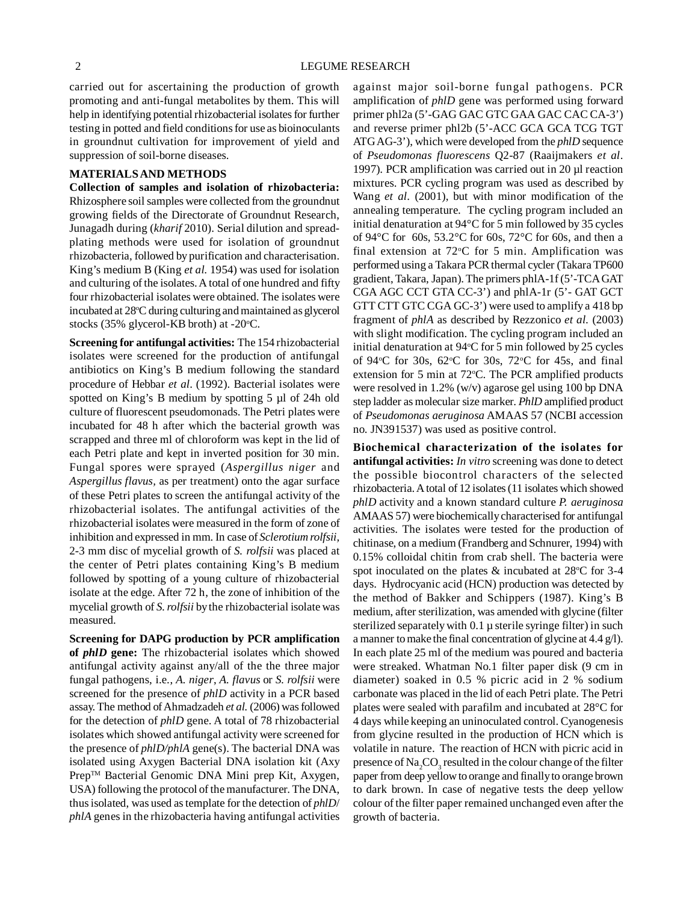carried out for ascertaining the production of growth promoting and anti-fungal metabolites by them. This will help in identifying potential rhizobacterial isolates for further testing in potted and field conditions for use as bioinoculants in groundnut cultivation for improvement of yield and suppression of soil-borne diseases.

## MATERIALS AND METHODS

**Collection of samples and isolation of rhizobacteria:** Rhizosphere soil samples were collected from the groundnut growing fields of the Directorate of Groundnut Research, Junagadh during (*kharif* 2010). Serial dilution and spread-plating methods were used for isolation of groundnut rhizobacteria, followed by purification and characterisation. King's medium B (King *et al.* 1954) was used for isolation and culturing of the isolates. A total of one hundred and fifty four rhizobacterial isolates were obtained. The isolates were incubated at 28°C during culturing and maintained as glycerol stocks (35% glycerol-KB broth) at -20°C.

**Screening for antifungal activities:** The 154 rhizobacterial isolates were screened for the production of antifungal antibiotics on King's B medium following the standard procedure of Hebbar *et al*. (1992). Bacterial isolates were spotted on King's B medium by spotting 5 µl of 24h old culture of fluorescent pseudomonads. The Petri plates were incubated for 48 h after which the bacterial growth was scrapped and three ml of chloroform was kept in the lid of each Petri plate and kept in inverted position for 30 min. Fungal spores were sprayed (*Aspergillus niger* and *Aspergillus flavus*, as per treatment) onto the agar surface of these Petri plates to screen the antifungal activity of the rhizobacterial isolates. The antifungal activities of the rhizobacterial isolates were measured in the form of zone of inhibition and expressed in mm. In case of *Sclerotium rolfsii*, 2-3 mm disc of mycelial growth of *S. rolfsii* was placed at the center of Petri plates containing King's B medium followed by spotting of a young culture of rhizobacterial isolate at the edge. After 72 h, the zone of inhibition of the mycelial growth of *S. rolfsii* by the rhizobacterial isolate was measured.

**Screening for DAPG production by PCR amplification of *phlD* gene:** The rhizobacterial isolates which showed antifungal activity against any/all of the the three major fungal pathogens, i.e., *A. niger*, *A. flavus* or *S. rolfsii* were screened for the presence of *phlD* activity in a PCR based assay. The method of Ahmadzadeh *et al.* (2006) was followed for the detection of *phlD* gene. A total of 78 rhizobacterial isolates which showed antifungal activity were screened for the presence of *phlD/phlA* gene(s). The bacterial DNA was isolated using Axygen Bacterial DNA isolation kit (Axy Prep™ Bacterial Genomic DNA Mini prep Kit, Axygen, USA) following the protocol of the manufacturer. The DNA, thus isolated, was used as template for the detection of *phlD*/*phlA* genes in the rhizobacteria having antifungal activities against major soil-borne fungal pathogens. PCR amplification of *phlD* gene was performed using forward primer phl2a (5'-GAG GAC GTC GAA GAC CAC CA-3') and reverse primer phl2b (5'-ACC GCA GCA TCG TGT ATG AG-3'), which were developed from the *phlD* sequence of *Pseudomonas fluorescens* Q2-87 (Raaijmakers *et al*. 1997). PCR amplification was carried out in 20 µl reaction mixtures. PCR cycling program was used as described by Wang *et al*. (2001), but with minor modification of the annealing temperature. The cycling program included an initial denaturation at 94°C for 5 min followed by 35 cycles of 94°C for 60s, 53.2°C for 60s, 72°C for 60s, and then a final extension at 72°C for 5 min. Amplification was performed using a Takara PCR thermal cycler (Takara TP600 gradient, Takara, Japan). The primers phlA-1f (5'-TCA GAT CGA AGC CCT GTA CC-3') and phlA-1r (5'- GAT GCT GTT CTT GTC CGA GC-3') were used to amplify a 418 bp fragment of *phlA* as described by Rezzonico *et al.* (2003) with slight modification. The cycling program included an initial denaturation at 94°C for 5 min followed by 25 cycles of 94°C for 30s, 62°C for 30s, 72°C for 45s, and final extension for 5 min at 72°C. The PCR amplified products were resolved in 1.2% (w/v) agarose gel using 100 bp DNA step ladder as molecular size marker. *PhlD* amplified product of *Pseudomonas aeruginosa* AMAAS 57 (NCBI accession no. JN391537) was used as positive control.

**Biochemical characterization of the isolates for antifungal activities:** *In vitro* screening was done to detect the possible biocontrol characters of the selected rhizobacteria. A total of 12 isolates (11 isolates which showed *phlD* activity and a known standard culture *P. aeruginosa* AMAAS 57) were biochemically characterised for antifungal activities. The isolates were tested for the production of chitinase, on a medium (Frandberg and Schnurer, 1994) with 0.15% colloidal chitin from crab shell. The bacteria were spot inoculated on the plates & incubated at 28°C for 3-4 days. Hydrocyanic acid (HCN) production was detected by the method of Bakker and Schippers (1987). King's B medium, after sterilization, was amended with glycine (filter sterilized separately with 0.1 µ sterile syringe filter) in such a manner to make the final concentration of glycine at 4.4 g/l). In each plate 25 ml of the medium was poured and bacteria were streaked. Whatman No.1 filter paper disk (9 cm in diameter) soaked in 0.5 % picric acid in 2 % sodium carbonate was placed in the lid of each Petri plate. The Petri plates were sealed with parafilm and incubated at 28°C for 4 days while keeping an uninoculated control. Cyanogenesis from glycine resulted in the production of HCN which is volatile in nature. The reaction of HCN with picric acid in presence of $Na_2CO_3$ resulted in the colour change of the filter paper from deep yellow to orange and finally to orange brown to dark brown. In case of negative tests the deep yellow colour of the filter paper remained unchanged even after the growth of bacteria.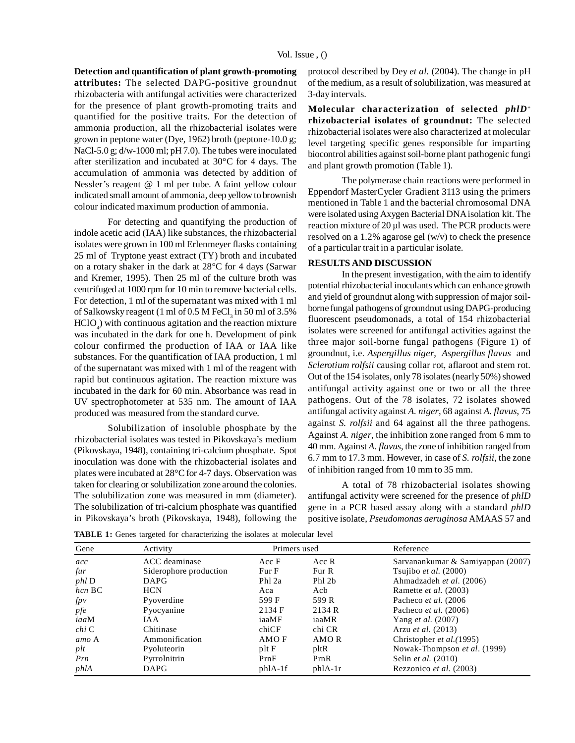**Detection and quantification of plant growth-promoting attributes:** The selected DAPG-positive groundnut rhizobacteria with antifungal activities were characterized for the presence of plant growth-promoting traits and quantified for the positive traits. For the detection of ammonia production, all the rhizobacterial isolates were grown in peptone water (Dye, 1962) broth (peptone-10.0 g; NaCl-5.0 g; d/w-1000 ml; pH 7.0). The tubes were inoculated after sterilization and incubated at 30°C for 4 days. The accumulation of ammonia was detected by addition of Nessler's reagent @ 1 ml per tube. A faint yellow colour indicated small amount of ammonia, deep yellow to brownish colour indicated maximum production of ammonia.

For detecting and quantifying the production of indole acetic acid (IAA) like substances, the rhizobacterial isolates were grown in 100 ml Erlenmeyer flasks containing 25 ml of Tryptone yeast extract (TY) broth and incubated on a rotary shaker in the dark at 28°C for 4 days (Sarwar and Kremer, 1995). Then 25 ml of the culture broth was centrifuged at 1000 rpm for 10 min to remove bacterial cells. For detection, 1 ml of the supernatant was mixed with 1 ml of Salkowsky reagent (1 ml of 0.5 M $FeCl_3$ in 50 ml of 3.5% $HClO_4$) with continuous agitation and the reaction mixture was incubated in the dark for one h. Development of pink colour confirmed the production of IAA or IAA like substances. For the quantification of IAA production, 1 ml of the supernatant was mixed with 1 ml of the reagent with rapid but continuous agitation. The reaction mixture was incubated in the dark for 60 min. Absorbance was read in UV spectrophotometer at 535 nm. The amount of IAA produced was measured from the standard curve.

Solubilization of insoluble phosphate by the rhizobacterial isolates was tested in Pikovskaya's medium (Pikovskaya, 1948), containing tri-calcium phosphate. Spot inoculation was done with the rhizobacterial isolates and plates were incubated at 28°C for 4-7 days. Observation was taken for clearing or solubilization zone around the colonies. The solubilization zone was measured in mm (diameter). The solubilization of tri-calcium phosphate was quantified in Pikovskaya's broth (Pikovskaya, 1948), following the protocol described by Dey *et al.* (2004). The change in pH of the medium, as a result of solubilization, was measured at 3-day intervals.

**Molecular characterization of selected *phlD*$^+$ rhizobacterial isolates of groundnut:** The selected rhizobacterial isolates were also characterized at molecular level targeting specific genes responsible for imparting biocontrol abilities against soil-borne plant pathogenic fungi and plant growth promotion (Table 1).

The polymerase chain reactions were performed in Eppendorf MasterCycler Gradient 3113 using the primers mentioned in Table 1 and the bacterial chromosomal DNA were isolated using Axygen Bacterial DNA isolation kit. The reaction mixture of 20 µl was used. The PCR products were resolved on a 1.2% agarose gel (w/v) to check the presence of a particular trait in a particular isolate.

## RESULTS AND DISCUSSION

In the present investigation, with the aim to identify potential rhizobacterial inoculants which can enhance growth and yield of groundnut along with suppression of major soil-borne fungal pathogens of groundnut using DAPG-producing fluorescent pseudomonads, a total of 154 rhizobacterial isolates were screened for antifungal activities against the three major soil-borne fungal pathogens (Figure 1) of groundnut, i.e. *Aspergillus niger*, *Aspergillus flavus* and *Sclerotium rolfsii* causing collar rot, aflaroot and stem rot. Out of the 154 isolates, only 78 isolates (nearly 50%) showed antifungal activity against one or two or all the three pathogens. Out of the 78 isolates, 72 isolates showed antifungal activity against *A. niger*, 68 against *A. flavus*, 75 against *S. rolfsii* and 64 against all the three pathogens. Against *A. niger*, the inhibition zone ranged from 6 mm to 40 mm. Against *A. flavus*, the zone of inhibition ranged from 6.7 mm to 17.3 mm. However, in case of *S. rolfsii*, the zone of inhibition ranged from 10 mm to 35 mm.

A total of 78 rhizobacterial isolates showing antifungal activity were screened for the presence of *phlD* gene in a PCR based assay along with a standard *phlD* positive isolate, *Pseudomonas aeruginosa* AMAAS 57 and

**TABLE 1:** Genes targeted for characterizing the isolates at molecular level

| Gene | Activity | Primers used | | Reference |
|---|---|---|---|---|
| *acc* | ACC deaminase | Acc F | Acc R | Sarvanankumar & Samiyappan (2007) |
| *fur* | Siderophore production | Fur F | Fur R | Tsujibo *et al.* (2000) |
| *phl* D | DAPG | Phl 2a | Phl 2b | Ahmadzadeh *et al.* (2006) |
| *hcn* BC | HCN | Aca | Acb | Ramette *et al.* (2003) |
| *fpv* | Pyoverdine | 599 F | 599 R | Pacheco *et al.* (2006 |
| *pfe* | Pyocyanine | 2134 F | 2134 R | Pacheco *et al.* (2006) |
| *iaa*M | IAA | iaaMF | iaaMR | Yang *et al.* (2007) |
| *chi* C | Chitinase | chiCF | chi CR | Arzu *et al.* (2013) |
| *amo* A | Ammonification | AMO F | AMO R | Christopher *et al.*(1995) |
| *plt* | Pyoluteorin | plt F | pltR | Nowak-Thompson *et al.* (1999) |
| *Prn* | Pyrrolnitrin | PrnF | PrnR | Selin *et al.* (2010) |
| *phlA* | DAPG | phlA-1f | phlA-1r | Rezzonico *et al.* (2003) |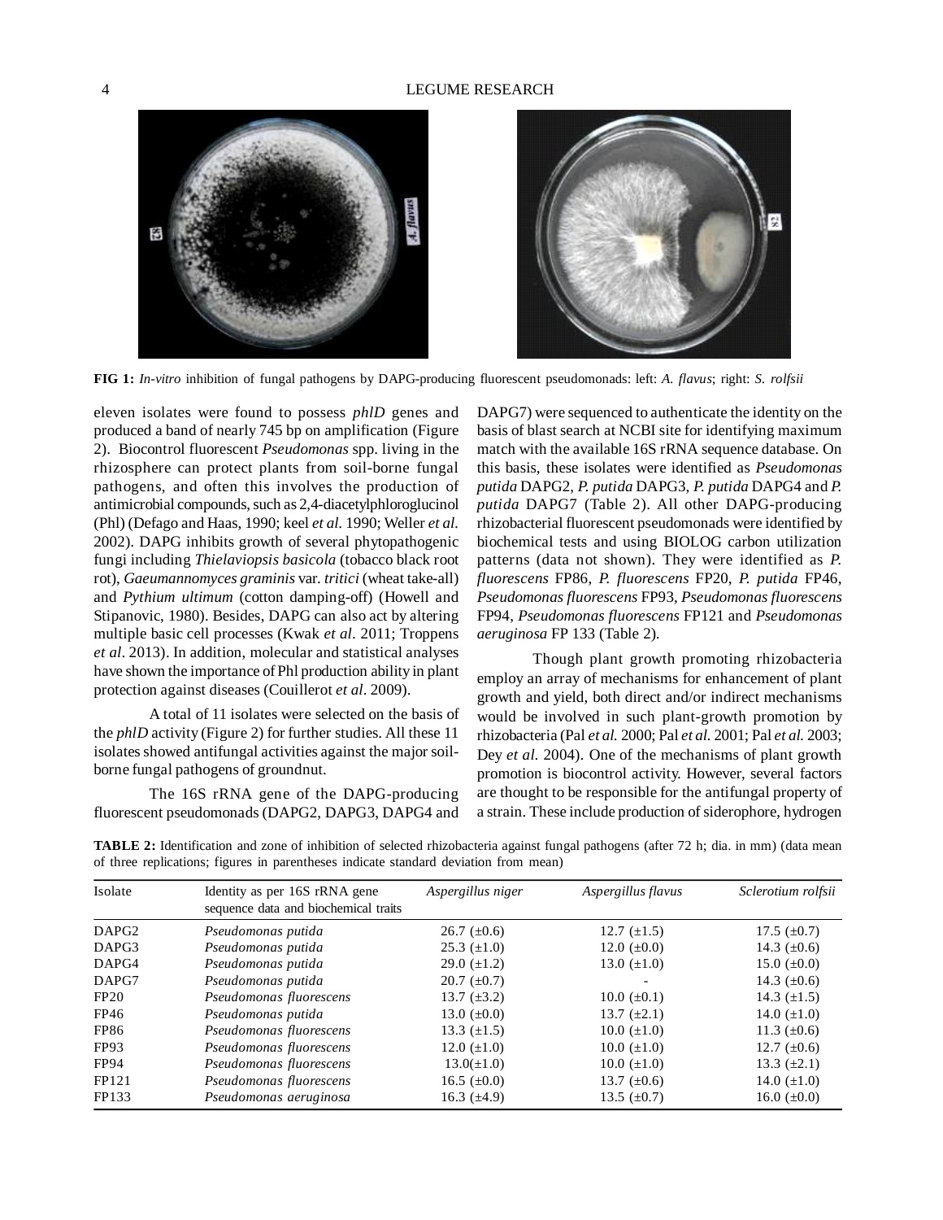**FIG 1:** *In-vitro* inhibition of fungal pathogens by DAPG-producing fluorescent pseudomonads: left: *A. flavus*; right: *S. rolfsii*

eleven isolates were found to possess *phlD* genes and produced a band of nearly 745 bp on amplification (Figure 2). Biocontrol fluorescent *Pseudomonas* spp. living in the rhizosphere can protect plants from soil-borne fungal pathogens, and often this involves the production of antimicrobial compounds, such as 2,4-diacetylphloroglucinol (Phl) (Defago and Haas, 1990; keel *et al*. 1990; Weller *et al*. 2002). DAPG inhibits growth of several phytopathogenic fungi including *Thielaviopsis basicola* (tobacco black root rot), *Gaeumannomyces graminis* var. *tritici* (wheat take-all) and *Pythium ultimum* (cotton damping-off) (Howell and Stipanovic, 1980). Besides, DAPG can also act by altering multiple basic cell processes (Kwak *et al*. 2011; Troppens *et al*. 2013). In addition, molecular and statistical analyses have shown the importance of Phl production ability in plant protection against diseases (Couillerot *et al*. 2009).

A total of 11 isolates were selected on the basis of the *phlD* activity (Figure 2) for further studies. All these 11 isolates showed antifungal activities against the major soil-borne fungal pathogens of groundnut.

The 16S rRNA gene of the DAPG-producing fluorescent pseudomonads (DAPG2, DAPG3, DAPG4 and DAPG7) were sequenced to authenticate the identity on the basis of blast search at NCBI site for identifying maximum match with the available 16S rRNA sequence database. On this basis, these isolates were identified as *Pseudomonas putida* DAPG2, *P. putida* DAPG3, *P. putida* DAPG4 and *P. putida* DAPG7 (Table 2). All other DAPG-producing rhizobacterial fluorescent pseudomonads were identified by biochemical tests and using BIOLOG carbon utilization patterns (data not shown). They were identified as *P. fluorescens* FP86, *P. fluorescens* FP20, *P. putida* FP46, *Pseudomonas fluorescens* FP93, *Pseudomonas fluorescens* FP94, *Pseudomonas fluorescens* FP121 and *Pseudomonas aeruginosa* FP 133 (Table 2).

Though plant growth promoting rhizobacteria employ an array of mechanisms for enhancement of plant growth and yield, both direct and/or indirect mechanisms would be involved in such plant-growth promotion by rhizobacteria (Pal *et al.* 2000; Pal *et al.* 2001; Pal *et al.* 2003; Dey *et al.* 2004). One of the mechanisms of plant growth promotion is biocontrol activity. However, several factors are thought to be responsible for the antifungal property of a strain. These include production of siderophore, hydrogen

**TABLE 2:** Identification and zone of inhibition of selected rhizobacteria against fungal pathogens (after 72 h; dia. in mm) (data mean of three replications; figures in parentheses indicate standard deviation from mean)

| Isolate | Identity as per 16S rRNA gene sequence data and biochemical traits | *Aspergillus niger* | *Aspergillus flavus* | *Sclerotium rolfsii* |
|---|---|---|---|---|
| DAPG2 | *Pseudomonas putida* | 26.7 (±0.6) | 12.7 (±1.5) | 17.5 (±0.7) |
| DAPG3 | *Pseudomonas putida* | 25.3 (±1.0) | 12.0 (±0.0) | 14.3 (±0.6) |
| DAPG4 | *Pseudomonas putida* | 29.0 (±1.2) | 13.0 (±1.0) | 15.0 (±0.0) |
| DAPG7 | *Pseudomonas putida* | 20.7 (±0.7) | - | 14.3 (±0.6) |
| FP20 | *Pseudomonas fluorescens* | 13.7 (±3.2) | 10.0 (±0.1) | 14.3 (±1.5) |
| FP46 | *Pseudomonas putida* | 13.0 (±0.0) | 13.7 (±2.1) | 14.0 (±1.0) |
| FP86 | *Pseudomonas fluorescens* | 13.3 (±1.5) | 10.0 (±1.0) | 11.3 (±0.6) |
| FP93 | *Pseudomonas fluorescens* | 12.0 (±1.0) | 10.0 (±1.0) | 12.7 (±0.6) |
| FP94 | *Pseudomonas fluorescens* | 13.0(±1.0) | 10.0 (±1.0) | 13.3 (±2.1) |
| FP121 | *Pseudomonas fluorescens* | 16.5 (±0.0) | 13.7 (±0.6) | 14.0 (±1.0) |
| FP133 | *Pseudomonas aeruginosa* | 16.3 (±4.9) | 13.5 (±0.7) | 16.0 (±0.0) |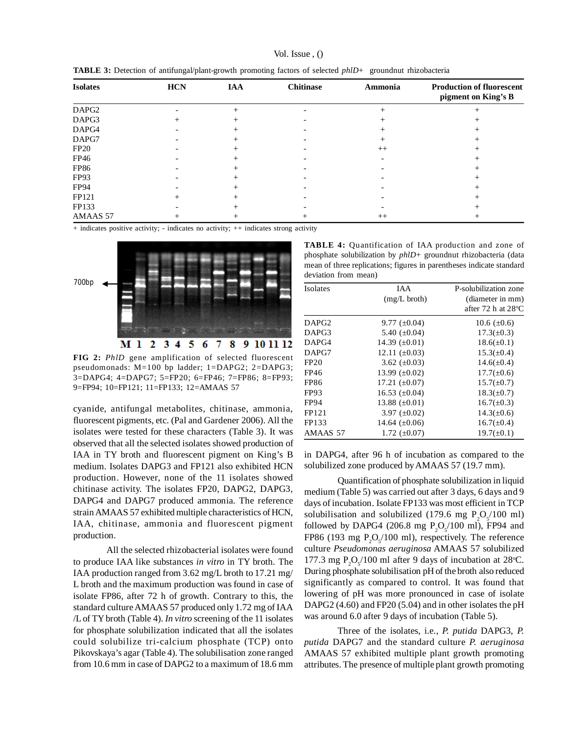**TABLE 3:** Detection of antifungal/plant-growth promoting factors of selected *phlD*+ groundnut rhizobacteria

| Isolates | HCN | IAA | Chitinase | Ammonia | Production of fluorescent pigment on King's B |
|---|---|---|---|---|---|
| DAPG2 | - | + | - | + | + |
| DAPG3 | + | + | - | + | + |
| DAPG4 | - | + | - | + | + |
| DAPG7 | - | + | - | + | + |
| FP20 | - | + | - | ++ | + |
| FP46 | - | + | - | - | + |
| FP86 | - | + | - | - | + |
| FP93 | - | + | - | - | + |
| FP94 | - | + | - | - | + |
| FP121 | + | + | - | - | + |
| FP133 | - | + | - | - | + |
| AMAAS 57 | + | + | + | ++ | + |

+ indicates positive activity; - indicates no activity; ++ indicates strong activity

**FIG 2:** *PhlD* gene amplification of selected fluorescent pseudomonads: M=100 bp ladder; 1=DAPG2; 2=DAPG3; 3=DAPG4; 4=DAPG7; 5=FP20; 6=FP46; 7=FP86; 8=FP93; 9=FP94; 10=FP121; 11=FP133; 12=AMAAS 57

cyanide, antifungal metabolites, chitinase, ammonia, fluorescent pigments, etc. (Pal and Gardener 2006). All the isolates were tested for these characters (Table 3). It was observed that all the selected isolates showed production of IAA in TY broth and fluorescent pigment on King's B medium. Isolates DAPG3 and FP121 also exhibited HCN production. However, none of the 11 isolates showed chitinase activity. The isolates FP20, DAPG2, DAPG3, DAPG4 and DAPG7 produced ammonia. The reference strain AMAAS 57 exhibited multiple characteristics of HCN, IAA, chitinase, ammonia and fluorescent pigment production.

All the selected rhizobacterial isolates were found to produce IAA like substances *in vitro* in TY broth. The IAA production ranged from 3.62 mg/L broth to 17.21 mg/L broth and the maximum production was found in case of isolate FP86, after 72 h of growth. Contrary to this, the standard culture AMAAS 57 produced only 1.72 mg of IAA /L of TY broth (Table 4). *In vitro* screening of the 11 isolates for phosphate solubilization indicated that all the isolates could solubilize tri-calcium phosphate (TCP) onto Pikovskaya's agar (Table 4). The solubilisation zone ranged from 10.6 mm in case of DAPG2 to a maximum of 18.6 mm in DAPG4, after 96 h of incubation as compared to the solubilized zone produced by AMAAS 57 (19.7 mm).

**TABLE 4:** Quantification of IAA production and zone of phosphate solubilization by *phlD*+ groundnut rhizobacteria (data mean of three replications; figures in parentheses indicate standard deviation from mean)

| Isolates | IAA (mg/L broth) | P-solubilization zone (diameter in mm) after 72 h at 28°C |
|---|---|---|
| DAPG2 | 9.77 (±0.04) | 10.6 (±0.6) |
| DAPG3 | 5.40 (±0.04) | 17.3(±0.3) |
| DAPG4 | 14.39 (±0.01) | 18.6(±0.1) |
| DAPG7 | 12.11 (±0.03) | 15.3(±0.4) |
| FP20 | 3.62 (±0.03) | 14.6(±0.4) |
| FP46 | 13.99 (±0.02) | 17.7(±0.6) |
| FP86 | 17.21 (±0.07) | 15.7(±0.7) |
| FP93 | 16.53 (±0.04) | 18.3(±0.7) |
| FP94 | 13.88 (±0.01) | 16.7(±0.3) |
| FP121 | 3.97 (±0.02) | 14.3(±0.6) |
| FP133 | 14.64 (±0.06) | 16.7(±0.4) |
| AMAAS 57 | 1.72 (±0.07) | 19.7(±0.1) |

Quantification of phosphate solubilization in liquid medium (Table 5) was carried out after 3 days, 6 days and 9 days of incubation. Isolate FP133 was most efficient in TCP solubilisation and solubilized (179.6 mg $P_2O_5$/100 ml) followed by DAPG4 (206.8 mg $P_2O_5$/100 ml), FP94 and FP86 (193 mg $P_2O_5$/100 ml), respectively. The reference culture *Pseudomonas aeruginosa* AMAAS 57 solubilized 177.3 mg $P_2O_5$/100 ml after 9 days of incubation at 28°C. During phosphate solubilisation pH of the broth also reduced significantly as compared to control. It was found that lowering of pH was more pronounced in case of isolate DAPG2 (4.60) and FP20 (5.04) and in other isolates the pH was around 6.0 after 9 days of incubation (Table 5).

Three of the isolates, i.e., *P. putida* DAPG3, *P. putida* DAPG7 and the standard culture *P. aeruginosa* AMAAS 57 exhibited multiple plant growth promoting attributes. The presence of multiple plant growth promoting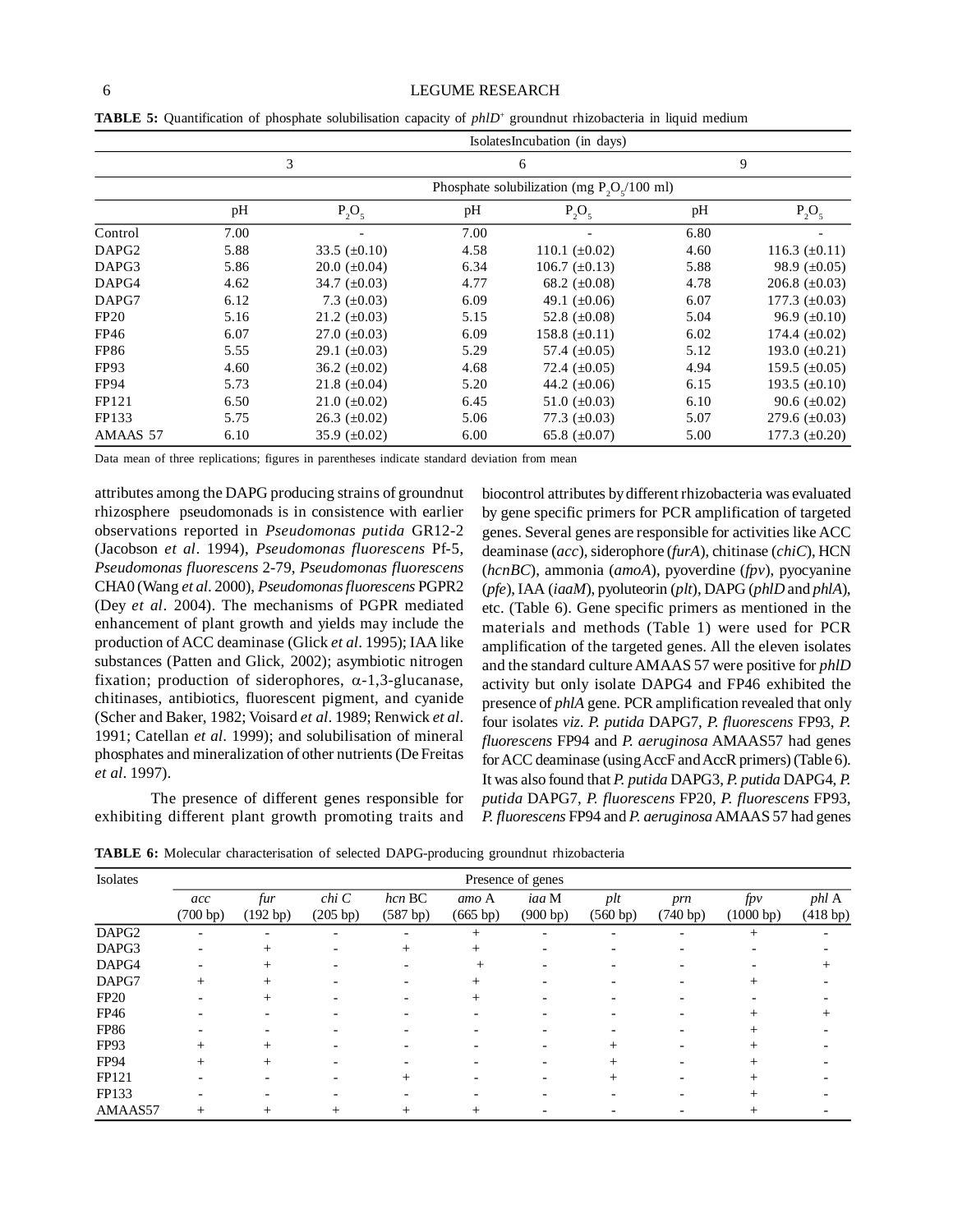**TABLE 5:** Quantification of phosphate solubilisation capacity of *phlD*[+] groundnut rhizobacteria in liquid medium

| Isolates | Incubation (in days) | | | | | |
|---|---|---|---|---|---|---|
| | 3 | | 6 | | 9 | |
| | Phosphate solubilization (mg $P_2O_5$/100 ml) | | | | | |
| | pH | $P_2O_5$ | pH | $P_2O_5$ | pH | $P_2O_5$ |
| Control | 7.00 | - | 7.00 | - | 6.80 | - |
| DAPG2 | 5.88 | 33.5 (±0.10) | 4.58 | 110.1 (±0.02) | 4.60 | 116.3 (±0.11) |
| DAPG3 | 5.86 | 20.0 (±0.04) | 6.34 | 106.7 (±0.13) | 5.88 | 98.9 (±0.05) |
| DAPG4 | 4.62 | 34.7 (±0.03) | 4.77 | 68.2 (±0.08) | 4.78 | 206.8 (±0.03) |
| DAPG7 | 6.12 | 7.3 (±0.03) | 6.09 | 49.1 (±0.06) | 6.07 | 177.3 (±0.03) |
| FP20 | 5.16 | 21.2 (±0.03) | 5.15 | 52.8 (±0.08) | 5.04 | 96.9 (±0.10) |
| FP46 | 6.07 | 27.0 (±0.03) | 6.09 | 158.8 (±0.11) | 6.02 | 174.4 (±0.02) |
| FP86 | 5.55 | 29.1 (±0.03) | 5.29 | 57.4 (±0.05) | 5.12 | 193.0 (±0.21) |
| FP93 | 4.60 | 36.2 (±0.02) | 4.68 | 72.4 (±0.05) | 4.94 | 159.5 (±0.05) |
| FP94 | 5.73 | 21.8 (±0.04) | 5.20 | 44.2 (±0.06) | 6.15 | 193.5 (±0.10) |
| FP121 | 6.50 | 21.0 (±0.02) | 6.45 | 51.0 (±0.03) | 6.10 | 90.6 (±0.02) |
| FP133 | 5.75 | 26.3 (±0.02) | 5.06 | 77.3 (±0.03) | 5.07 | 279.6 (±0.03) |
| AMAAS 57 | 6.10 | 35.9 (±0.02) | 6.00 | 65.8 (±0.07) | 5.00 | 177.3 (±0.20) |

Data mean of three replications; figures in parentheses indicate standard deviation from mean

attributes among the DAPG producing strains of groundnut rhizosphere pseudomonads is in consistence with earlier observations reported in *Pseudomonas putida* GR12-2 (Jacobson *et al*. 1994), *Pseudomonas fluorescens* Pf-5, *Pseudomonas fluorescens* 2-79, *Pseudomonas fluorescens* CHA0 (Wang *et al*. 2000), *Pseudomonas fluorescens* PGPR2 (Dey *et al*. 2004). The mechanisms of PGPR mediated enhancement of plant growth and yields may include the production of ACC deaminase (Glick *et al*. 1995); IAA like substances (Patten and Glick, 2002); asymbiotic nitrogen fixation; production of siderophores, $\alpha$-1,3-glucanase, chitinases, antibiotics, fluorescent pigment, and cyanide (Scher and Baker, 1982; Voisard *et al*. 1989; Renwick *et al*. 1991; Catellan *et al*. 1999); and solubilisation of mineral phosphates and mineralization of other nutrients (De Freitas *et al*. 1997).

The presence of different genes responsible for exhibiting different plant growth promoting traits and biocontrol attributes by different rhizobacteria was evaluated by gene specific primers for PCR amplification of targeted genes. Several genes are responsible for activities like ACC deaminase (*acc*), siderophore (*furA*), chitinase (*chiC*), HCN (*hcnBC*), ammonia (*amoA*), pyoverdine (*fpv*), pyocyanine (*pfe*), IAA (*iaaM*), pyoluteorin (*plt*), DAPG (*phlD* and *phlA*), etc. (Table 6). Gene specific primers as mentioned in the materials and methods (Table 1) were used for PCR amplification of the targeted genes. All the eleven isolates and the standard culture AMAAS 57 were positive for *phlD* activity but only isolate DAPG4 and FP46 exhibited the presence of *phlA* gene. PCR amplification revealed that only four isolates *viz*. *P. putida* DAPG7, *P. fluorescens* FP93, *P. fluorescens* FP94 and *P. aeruginosa* AMAAS57 had genes for ACC deaminase (using AccF and AccR primers) (Table 6). It was also found that *P. putida* DAPG3, *P. putida* DAPG4, *P. putida* DAPG7, *P. fluorescens* FP20, *P. fluorescens* FP93, *P. fluorescens* FP94 and *P. aeruginosa* AMAAS 57 had genes

**TABLE 6:** Molecular characterisation of selected DAPG-producing groundnut rhizobacteria

| Isolates | Presence of genes | | | | | | | | | |
|---|---|---|---|---|---|---|---|---|---|---|
| | *acc* (700 bp) | *fur* (192 bp) | *chi C* (205 bp) | *hcn* BC (587 bp) | *amo* A (665 bp) | *iaa* M (900 bp) | *plt* (560 bp) | *prn* (740 bp) | *fpv* (1000 bp) | *phl* A (418 bp) |
| DAPG2 | - | - | - | - | + | - | - | - | + | - |
| DAPG3 | - | + | - | + | + | - | - | - | - | - |
| DAPG4 | - | + | - | - | + | - | - | - | - | + |
| DAPG7 | + | + | - | - | + | - | - | - | + | - |
| FP20 | - | + | - | - | + | - | - | - | - | - |
| FP46 | - | - | - | - | - | - | - | - | + | + |
| FP86 | - | - | - | - | - | - | - | - | + | - |
| FP93 | + | + | - | - | - | - | + | - | + | - |
| FP94 | + | + | - | - | - | - | + | - | + | - |
| FP121 | - | - | - | + | - | - | + | - | + | - |
| FP133 | - | - | - | - | - | - | - | - | + | - |
| AMAAS57 | + | + | + | + | + | - | - | - | + | - |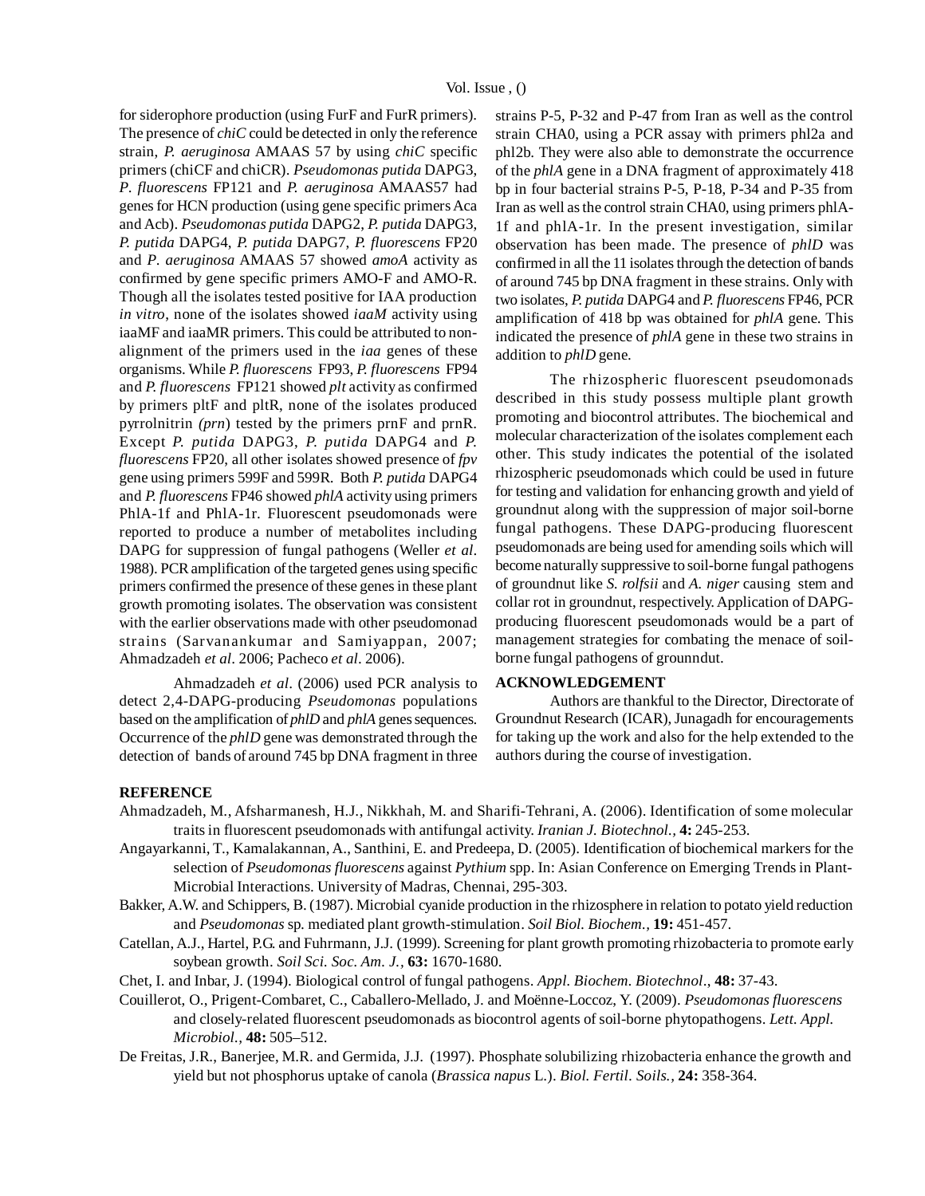for siderophore production (using FurF and FurR primers). The presence of *chiC* could be detected in only the reference strain, *P. aeruginosa* AMAAS 57 by using *chiC* specific primers (chiCF and chiCR). *Pseudomonas putida* DAPG3, *P. fluorescens* FP121 and *P. aeruginosa* AMAAS57 had genes for HCN production (using gene specific primers Aca and Acb). *Pseudomonas putida* DAPG2, *P. putida* DAPG3, *P. putida* DAPG4, *P. putida* DAPG7, *P. fluorescens* FP20 and *P. aeruginosa* AMAAS 57 showed *amoA* activity as confirmed by gene specific primers AMO-F and AMO-R. Though all the isolates tested positive for IAA production *in vitro*, none of the isolates showed *iaaM* activity using iaaMF and iaaMR primers. This could be attributed to non-alignment of the primers used in the *iaa* genes of these organisms. While *P. fluorescens* FP93, *P. fluorescens* FP94 and *P. fluorescens* FP121 showed *plt* activity as confirmed by primers pltF and pltR, none of the isolates produced pyrrolnitrin *(prn)* tested by the primers prnF and prnR. Except *P. putida* DAPG3, *P. putida* DAPG4 and *P. fluorescens* FP20, all other isolates showed presence of *fpv* gene using primers 599F and 599R. Both *P. putida* DAPG4 and *P. fluorescens* FP46 showed *phlA* activity using primers PhlA-1f and PhlA-1r. Fluorescent pseudomonads were reported to produce a number of metabolites including DAPG for suppression of fungal pathogens (Weller *et al*. 1988). PCR amplification of the targeted genes using specific primers confirmed the presence of these genes in these plant growth promoting isolates. The observation was consistent with the earlier observations made with other pseudomonad strains (Sarvanankumar and Samiyappan, 2007; Ahmadzadeh *et al*. 2006; Pacheco *et al*. 2006).

Ahmadzadeh *et al*. (2006) used PCR analysis to detect 2,4-DAPG-producing *Pseudomonas* populations based on the amplification of *phlD* and *phlA* genes sequences. Occurrence of the *phlD* gene was demonstrated through the detection of bands of around 745 bp DNA fragment in three strains P-5, P-32 and P-47 from Iran as well as the control strain CHA0, using a PCR assay with primers phl2a and phl2b. They were also able to demonstrate the occurrence of the *phlA* gene in a DNA fragment of approximately 418 bp in four bacterial strains P-5, P-18, P-34 and P-35 from Iran as well as the control strain CHA0, using primers phlA-1f and phlA-1r. In the present investigation, similar observation has been made. The presence of *phlD* was confirmed in all the 11 isolates through the detection of bands of around 745 bp DNA fragment in these strains. Only with two isolates, *P. putida* DAPG4 and *P. fluorescens* FP46, PCR amplification of 418 bp was obtained for *phlA* gene. This indicated the presence of *phlA* gene in these two strains in addition to *phlD* gene.

The rhizospheric fluorescent pseudomonads described in this study possess multiple plant growth promoting and biocontrol attributes. The biochemical and molecular characterization of the isolates complement each other. This study indicates the potential of the isolated rhizospheric pseudomonads which could be used in future for testing and validation for enhancing growth and yield of groundnut along with the suppression of major soil-borne fungal pathogens. These DAPG-producing fluorescent pseudomonads are being used for amending soils which will become naturally suppressive to soil-borne fungal pathogens of groundnut like *S. rolfsii* and *A. niger* causing stem and collar rot in groundnut, respectively. Application of DAPG-producing fluorescent pseudomonads would be a part of management strategies for combating the menace of soil-borne fungal pathogens of grounndut.

## ACKNOWLEDGEMENT

Authors are thankful to the Director, Directorate of Groundnut Research (ICAR), Junagadh for encouragements for taking up the work and also for the help extended to the authors during the course of investigation.

## REFERENCE

Ahmadzadeh, M., Afsharmanesh, H.J., Nikkhah, M. and Sharifi-Tehrani, A. (2006). Identification of some molecular traits in fluorescent pseudomonads with antifungal activity. *Iranian J. Biotechnol.,* **4:** 245-253.

Angayarkanni, T., Kamalakannan, A., Santhini, E. and Predeepa, D. (2005). Identification of biochemical markers for the selection of *Pseudomonas fluorescens* against *Pythium* spp. In: Asian Conference on Emerging Trends in Plant-Microbial Interactions. University of Madras, Chennai, 295-303.

Bakker, A.W. and Schippers, B. (1987). Microbial cyanide production in the rhizosphere in relation to potato yield reduction and *Pseudomonas* sp. mediated plant growth-stimulation. *Soil Biol. Biochem.,* **19:** 451-457.

Catellan, A.J., Hartel, P.G. and Fuhrmann, J.J. (1999). Screening for plant growth promoting rhizobacteria to promote early soybean growth. *Soil Sci. Soc. Am. J.,* **63:** 1670-1680.

Chet, I. and Inbar, J. (1994). Biological control of fungal pathogens. *Appl. Biochem. Biotechnol*., **48:** 37-43.

Couillerot, O., Prigent-Combaret, C., Caballero-Mellado, J. and Moënne-Loccoz, Y. (2009). *Pseudomonas fluorescens* and closely-related fluorescent pseudomonads as biocontrol agents of soil-borne phytopathogens. *Lett. Appl. Microbiol.,* **48:** 505–512.

De Freitas, J.R., Banerjee, M.R. and Germida, J.J. (1997). Phosphate solubilizing rhizobacteria enhance the growth and yield but not phosphorus uptake of canola (*Brassica napus* L.). *Biol. Fertil. Soils.,* **24:** 358-364.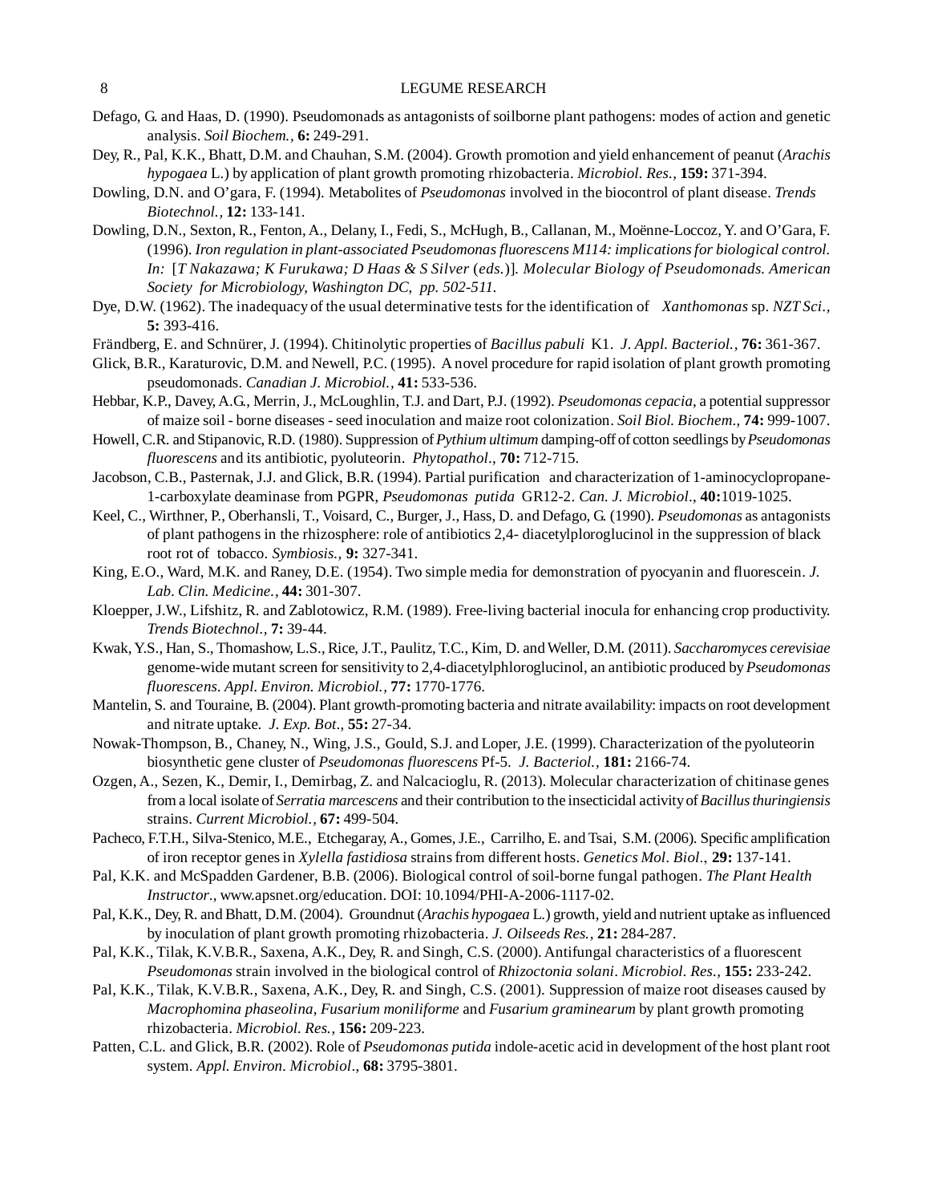Defago, G. and Haas, D. (1990). Pseudomonads as antagonists of soilborne plant pathogens: modes of action and genetic analysis. *Soil Biochem.,* **6:** 249-291.

Dey, R., Pal, K.K., Bhatt, D.M. and Chauhan, S.M. (2004). Growth promotion and yield enhancement of peanut (*Arachis hypogaea* L.) by application of plant growth promoting rhizobacteria. *Microbiol. Res.,* **159:** 371-394.

Dowling, D.N. and O'gara, F. (1994). Metabolites of *Pseudomonas* involved in the biocontrol of plant disease. *Trends Biotechnol.,* **12:** 133-141.

Dowling, D.N., Sexton, R., Fenton, A., Delany, I., Fedi, S., McHugh, B., Callanan, M., Moënne-Loccoz, Y. and O'Gara, F. (1996). *Iron regulation in plant-associated Pseudomonas fluorescens M114: implications for biological control. In:* [*T Nakazawa; K Furukawa; D Haas & S Silver* (*eds.*)]. *Molecular Biology of Pseudomonads. American Society for Microbiology, Washington DC, pp. 502-511.*

Dye, D.W. (1962). The inadequacy of the usual determinative tests for the identification of *Xanthomonas* sp. *NZT Sci.,* **5:** 393-416.

Frändberg, E. and Schnürer, J. (1994). Chitinolytic properties of *Bacillus pabuli* K1. *J. Appl. Bacteriol.,* **76:** 361-367.

Glick, B.R., Karaturovic, D.M. and Newell, P.C. (1995). A novel procedure for rapid isolation of plant growth promoting pseudomonads. *Canadian J. Microbiol.,* **41:** 533-536.

Hebbar, K.P., Davey, A.G., Merrin, J., McLoughlin, T.J. and Dart, P.J. (1992). *Pseudomonas cepacia*, a potential suppressor of maize soil - borne diseases - seed inoculation and maize root colonization. *Soil Biol. Biochem.,* **74:** 999-1007.

Howell, C.R. and Stipanovic, R.D. (1980). Suppression of *Pythium ultimum* damping-off of cotton seedlings by *Pseudomonas fluorescens* and its antibiotic, pyoluteorin. *Phytopathol.,* **70:** 712-715.

Jacobson, C.B., Pasternak, J.J. and Glick, B.R. (1994). Partial purification and characterization of 1-aminocyclopropane-1-carboxylate deaminase from PGPR, *Pseudomonas putida* GR12-2. *Can. J. Microbiol.,* **40:**1019-1025.

Keel, C., Wirthner, P., Oberhansli, T., Voisard, C., Burger, J., Hass, D. and Defago, G. (1990). *Pseudomonas* as antagonists of plant pathogens in the rhizosphere: role of antibiotics 2,4- diacetylploroglucinol in the suppression of black root rot of tobacco. *Symbiosis.,* **9:** 327-341.

King, E.O., Ward, M.K. and Raney, D.E. (1954). Two simple media for demonstration of pyocyanin and fluorescein. *J. Lab. Clin. Medicine.,* **44:** 301-307.

Kloepper, J.W., Lifshitz, R. and Zablotowicz, R.M. (1989). Free-living bacterial inocula for enhancing crop productivity. *Trends Biotechnol.,* **7:** 39-44.

Kwak, Y.S., Han, S., Thomashow, L.S., Rice, J.T., Paulitz, T.C., Kim, D. and Weller, D.M. (2011). *Saccharomyces cerevisiae* genome-wide mutant screen for sensitivity to 2,4-diacetylphloroglucinol, an antibiotic produced by *Pseudomonas fluorescens*. *Appl. Environ. Microbiol.,* **77:** 1770-1776.

Mantelin, S. and Touraine, B. (2004). Plant growth-promoting bacteria and nitrate availability: impacts on root development and nitrate uptake. *J. Exp. Bot.,* **55:** 27-34.

Nowak-Thompson, B., Chaney, N., Wing, J.S., Gould, S.J. and Loper, J.E. (1999). Characterization of the pyoluteorin biosynthetic gene cluster of *Pseudomonas fluorescens* Pf-5. *J. Bacteriol.,* **181:** 2166-74.

Ozgen, A., Sezen, K., Demir, I., Demirbag, Z. and Nalcacioglu, R. (2013). Molecular characterization of chitinase genes from a local isolate of *Serratia marcescens* and their contribution to the insecticidal activity of *Bacillus thuringiensis* strains. *Current Microbiol.,* **67:** 499-504.

Pacheco, F.T.H., Silva-Stenico, M.E., Etchegaray, A., Gomes, J.E., Carrilho, E. and Tsai, S.M. (2006). Specific amplification of iron receptor genes in *Xylella fastidiosa* strains from different hosts. *Genetics Mol. Biol.,* **29:** 137-141.

Pal, K.K. and McSpadden Gardener, B.B. (2006). Biological control of soil-borne fungal pathogen. *The Plant Health Instructor.*, www.apsnet.org/education. DOI: 10.1094/PHI-A-2006-1117-02.

Pal, K.K., Dey, R. and Bhatt, D.M. (2004). Groundnut (*Arachis hypogaea* L.) growth, yield and nutrient uptake as influenced by inoculation of plant growth promoting rhizobacteria. *J. Oilseeds Res.,* **21:** 284-287.

Pal, K.K., Tilak, K.V.B.R., Saxena, A.K., Dey, R. and Singh, C.S. (2000). Antifungal characteristics of a fluorescent *Pseudomonas* strain involved in the biological control of *Rhizoctonia solani*. *Microbiol. Res.,* **155:** 233-242.

Pal, K.K., Tilak, K.V.B.R., Saxena, A.K., Dey, R. and Singh, C.S. (2001). Suppression of maize root diseases caused by *Macrophomina phaseolina*, *Fusarium moniliforme* and *Fusarium graminearum* by plant growth promoting rhizobacteria. *Microbiol. Res.,* **156:** 209-223.

Patten, C.L. and Glick, B.R. (2002). Role of *Pseudomonas putida* indole-acetic acid in development of the host plant root system. *Appl. Environ. Microbiol.,* **68:** 3795-3801.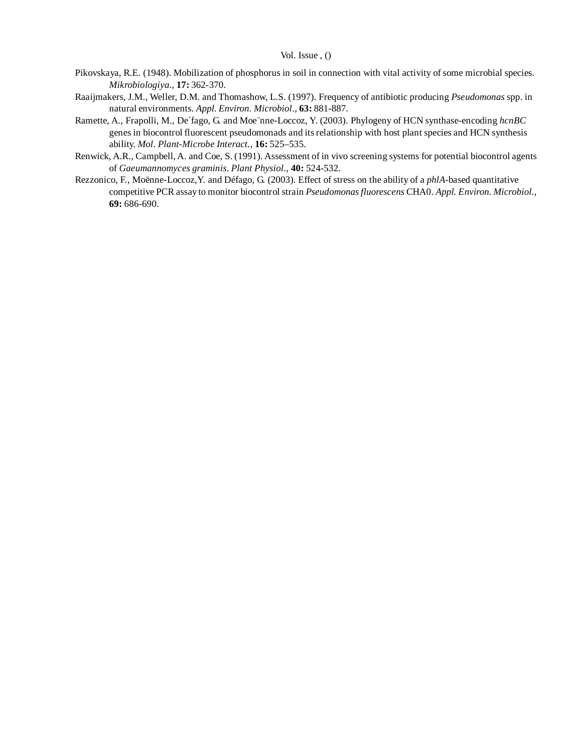Pikovskaya, R.E. (1948). Mobilization of phosphorus in soil in connection with vital activity of some microbial species. *Mikrobiologiya*., **17:** 362-370.

Raaijmakers, J.M., Weller, D.M. and Thomashow, L.S. (1997). Frequency of antibiotic producing *Pseudomonas* spp. in natural environments. *Appl. Environ. Microbiol*., **63:** 881-887.

Ramette, A., Frapolli, M., De´fago, G. and Moe¨nne-Loccoz, Y. (2003). Phylogeny of HCN synthase-encoding *hcnBC* genes in biocontrol fluorescent pseudomonads and its relationship with host plant species and HCN synthesis ability. *Mol. Plant-Microbe Interact*., **16:** 525–535.

Renwick, A.R., Campbell, A. and Coe, S. (1991). Assessment of in vivo screening systems for potential biocontrol agents of *Gaeumannomyces graminis*. *Plant Physiol*., **40:** 524-532.

Rezzonico, F., Moënne-Loccoz,Y. and Défago, G. (2003). Effect of stress on the ability of a *phlA*-based quantitative competitive PCR assay to monitor biocontrol strain *Pseudomonas fluorescens* CHA0. *Appl. Environ. Microbiol.*, **69:** 686-690.